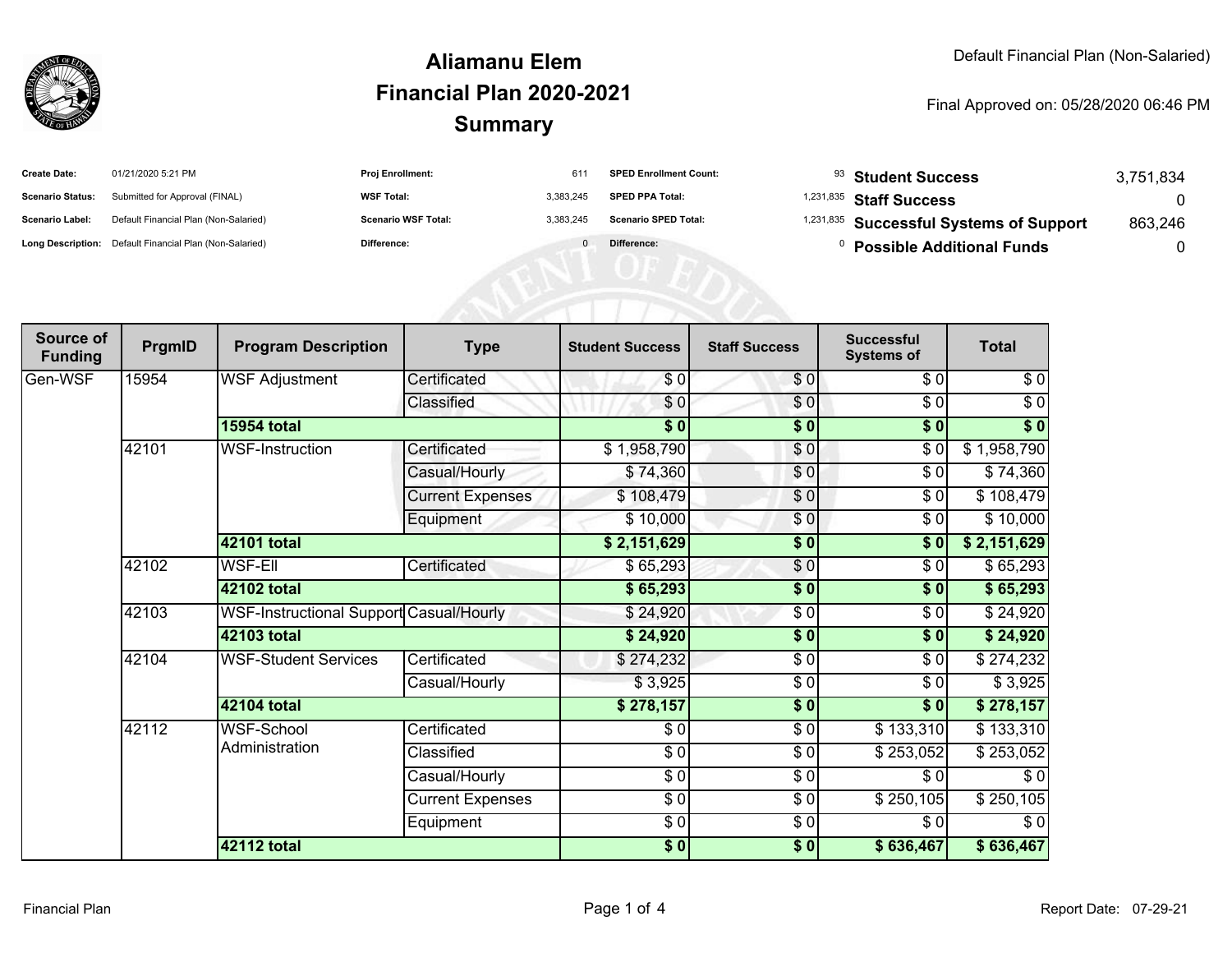# Aliamanu Elem
## Financial Plan 2020-2021
## Summary

Default Financial Plan (Non-Salaried)

Final Approved on: 05/28/2020 06:46 PM

| | | | | | | | |
|---|---|---|---|---|---|---|---|
| **Create Date:** | 01/21/2020 5:21 PM | **Proj Enrollment:** | 611 | **SPED Enrollment Count:** | 93 | **Student Success** | 3,751,834 |
| **Scenario Status:** | Submitted for Approval (FINAL) | **WSF Total:** | 3,383,245 | **SPED PPA Total:** | 1,231,835 | **Staff Success** | 0 |
| **Scenario Label:** | Default Financial Plan (Non-Salaried) | **Scenario WSF Total:** | 3,383,245 | **Scenario SPED Total:** | 1,231,835 | **Successful Systems of Support** | 863,246 |
| **Long Description:** | Default Financial Plan (Non-Salaried) | **Difference:** | 0 | **Difference:** | 0 | **Possible Additional Funds** | 0 |

| Source of Funding | PrgmID | Program Description | Type | Student Success | Staff Success | Successful Systems of | Total |
|---|---|---|---|---|---|---|---|
| Gen-WSF | 15954 | WSF Adjustment | Certificated | $ 0 | $ 0 | $ 0 | $ 0 |
| | | | Classified | $ 0 | $ 0 | $ 0 | $ 0 |
| | | **15954 total** | | **$ 0** | **$ 0** | **$ 0** | **$ 0** |
| | 42101 | WSF-Instruction | Certificated | $ 1,958,790 | $ 0 | $ 0 | $ 1,958,790 |
| | | | Casual/Hourly | $ 74,360 | $ 0 | $ 0 | $ 74,360 |
| | | | Current Expenses | $ 108,479 | $ 0 | $ 0 | $ 108,479 |
| | | | Equipment | $ 10,000 | $ 0 | $ 0 | $ 10,000 |
| | | **42101 total** | | **$ 2,151,629** | **$ 0** | **$ 0** | **$ 2,151,629** |
| | 42102 | WSF-Ell | Certificated | $ 65,293 | $ 0 | $ 0 | $ 65,293 |
| | | **42102 total** | | **$ 65,293** | **$ 0** | **$ 0** | **$ 65,293** |
| | 42103 | WSF-Instructional Support | Casual/Hourly | $ 24,920 | $ 0 | $ 0 | $ 24,920 |
| | | **42103 total** | | **$ 24,920** | **$ 0** | **$ 0** | **$ 24,920** |
| | 42104 | WSF-Student Services | Certificated | $ 274,232 | $ 0 | $ 0 | $ 274,232 |
| | | | Casual/Hourly | $ 3,925 | $ 0 | $ 0 | $ 3,925 |
| | | **42104 total** | | **$ 278,157** | **$ 0** | **$ 0** | **$ 278,157** |
| | 42112 | WSF-School Administration | Certificated | $ 0 | $ 0 | $ 133,310 | $ 133,310 |
| | | | Classified | $ 0 | $ 0 | $ 253,052 | $ 253,052 |
| | | | Casual/Hourly | $ 0 | $ 0 | $ 0 | $ 0 |
| | | | Current Expenses | $ 0 | $ 0 | $ 250,105 | $ 250,105 |
| | | | Equipment | $ 0 | $ 0 | $ 0 | $ 0 |
| | | **42112 total** | | **$ 0** | **$ 0** | **$ 636,467** | **$ 636,467** |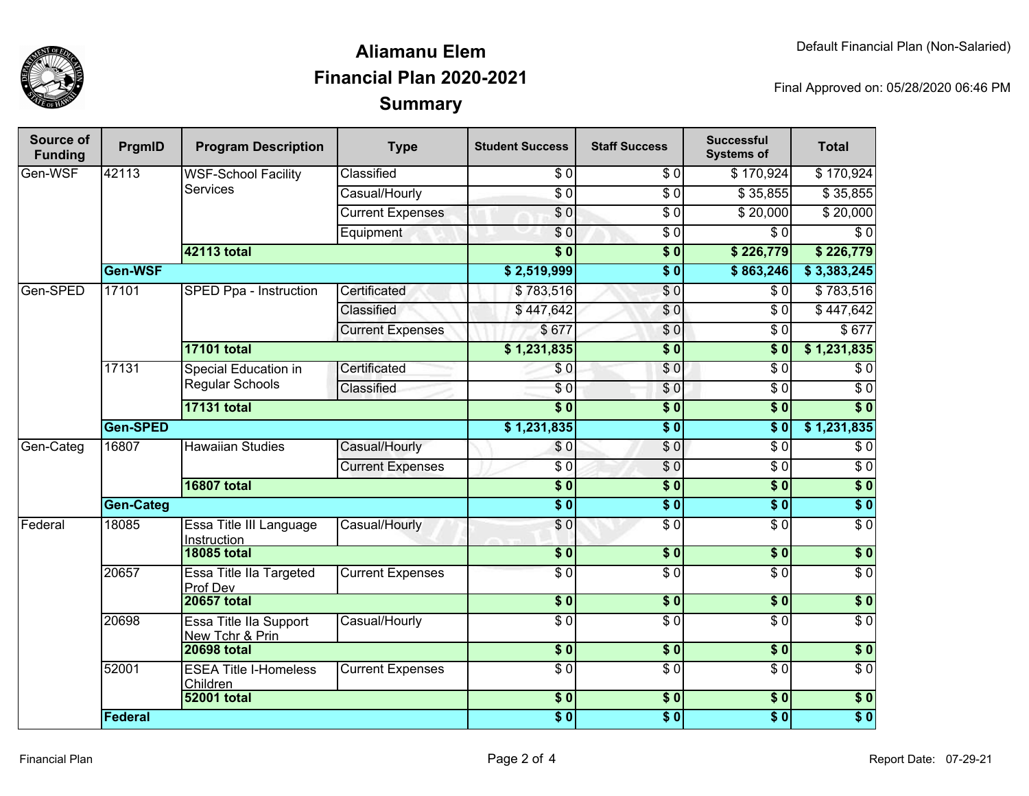# Aliamanu Elem
## Financial Plan 2020-2021
## Summary

Default Financial Plan (Non-Salaried)

Final Approved on: 05/28/2020 06:46 PM

| Source of Funding | PrgmID | Program Description | Type | Student Success | Staff Success | Successful Systems of | Total |
|---|---|---|---|---|---|---|---|
| Gen-WSF | 42113 | WSF-School Facility Services | Classified | $ 0 | $ 0 | $ 170,924 | $ 170,924 |
| | | | Casual/Hourly | $ 0 | $ 0 | $ 35,855 | $ 35,855 |
| | | | Current Expenses | $ 0 | $ 0 | $ 20,000 | $ 20,000 |
| | | | Equipment | $ 0 | $ 0 | $ 0 | $ 0 |
| | | **42113 total** | | **$ 0** | **$ 0** | **$ 226,779** | **$ 226,779** |
| | **Gen-WSF** | | | **$ 2,519,999** | **$ 0** | **$ 863,246** | **$ 3,383,245** |
| Gen-SPED | 17101 | SPED Ppa - Instruction | Certificated | $ 783,516 | $ 0 | $ 0 | $ 783,516 |
| | | | Classified | $ 447,642 | $ 0 | $ 0 | $ 447,642 |
| | | | Current Expenses | $ 677 | $ 0 | $ 0 | $ 677 |
| | | **17101 total** | | **$ 1,231,835** | **$ 0** | **$ 0** | **$ 1,231,835** |
| | 17131 | Special Education in Regular Schools | Certificated | $ 0 | $ 0 | $ 0 | $ 0 |
| | | | Classified | $ 0 | $ 0 | $ 0 | $ 0 |
| | | **17131 total** | | **$ 0** | **$ 0** | **$ 0** | **$ 0** |
| | **Gen-SPED** | | | **$ 1,231,835** | **$ 0** | **$ 0** | **$ 1,231,835** |
| Gen-Categ | 16807 | Hawaiian Studies | Casual/Hourly | $ 0 | $ 0 | $ 0 | $ 0 |
| | | | Current Expenses | $ 0 | $ 0 | $ 0 | $ 0 |
| | | **16807 total** | | **$ 0** | **$ 0** | **$ 0** | **$ 0** |
| | **Gen-Categ** | | | **$ 0** | **$ 0** | **$ 0** | **$ 0** |
| Federal | 18085 | Essa Title III Language Instruction | Casual/Hourly | $ 0 | $ 0 | $ 0 | $ 0 |
| | | **18085 total** | | **$ 0** | **$ 0** | **$ 0** | **$ 0** |
| | 20657 | Essa Title IIa Targeted Prof Dev | Current Expenses | $ 0 | $ 0 | $ 0 | $ 0 |
| | | **20657 total** | | **$ 0** | **$ 0** | **$ 0** | **$ 0** |
| | 20698 | Essa Title IIa Support New Tchr & Prin | Casual/Hourly | $ 0 | $ 0 | $ 0 | $ 0 |
| | | **20698 total** | | **$ 0** | **$ 0** | **$ 0** | **$ 0** |
| | 52001 | ESEA Title I-Homeless Children | Current Expenses | $ 0 | $ 0 | $ 0 | $ 0 |
| | | **52001 total** | | **$ 0** | **$ 0** | **$ 0** | **$ 0** |
| | **Federal** | | | **$ 0** | **$ 0** | **$ 0** | **$ 0** |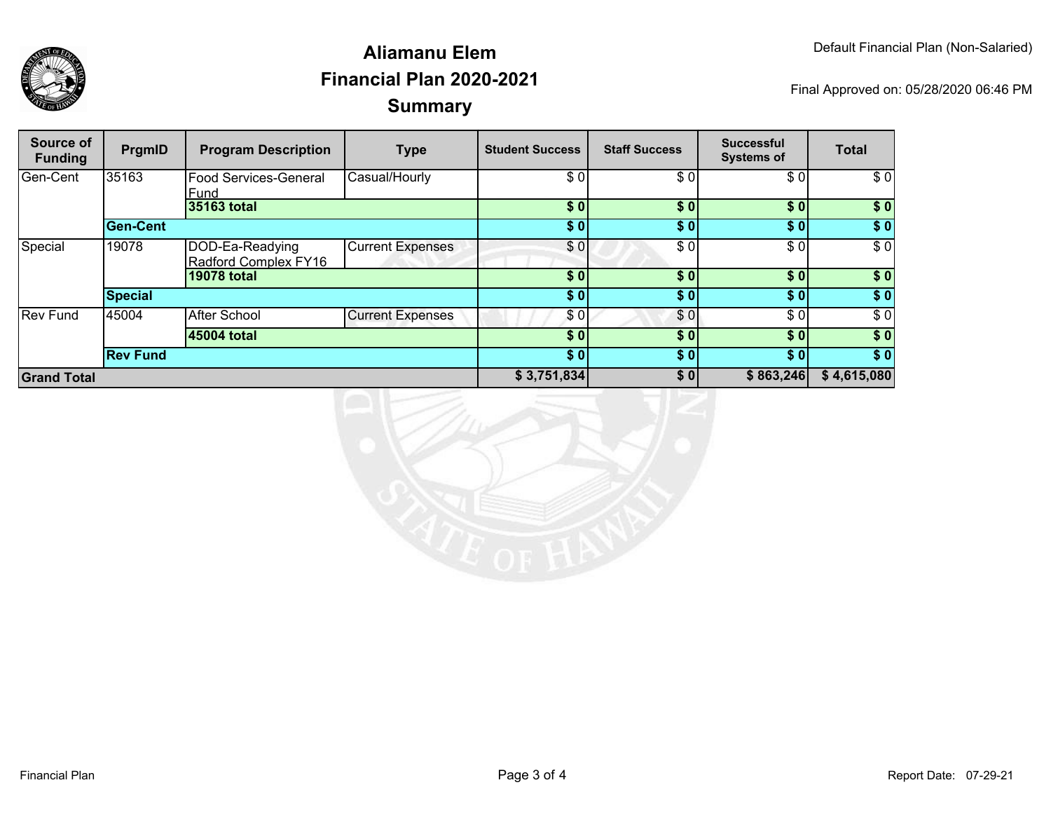# Aliamanu Elem
## Financial Plan 2020-2021
## Summary

Default Financial Plan (Non-Salaried)

Final Approved on: 05/28/2020 06:46 PM

| Source of Funding | PrgmID | Program Description | Type | Student Success | Staff Success | Successful Systems of | Total |
|---|---|---|---|---|---|---|---|
| Gen-Cent | 35163 | Food Services-General Fund | Casual/Hourly | $ 0 | $ 0 | $ 0 | $ 0 |
| | | **35163 total** | | **$ 0** | **$ 0** | **$ 0** | **$ 0** |
| | **Gen-Cent** | | | **$ 0** | **$ 0** | **$ 0** | **$ 0** |
| Special | 19078 | DOD-Ea-Readying Radford Complex FY16 | Current Expenses | $ 0 | $ 0 | $ 0 | $ 0 |
| | | **19078 total** | | **$ 0** | **$ 0** | **$ 0** | **$ 0** |
| | **Special** | | | **$ 0** | **$ 0** | **$ 0** | **$ 0** |
| Rev Fund | 45004 | After School | Current Expenses | $ 0 | $ 0 | $ 0 | $ 0 |
| | | **45004 total** | | **$ 0** | **$ 0** | **$ 0** | **$ 0** |
| | **Rev Fund** | | | **$ 0** | **$ 0** | **$ 0** | **$ 0** |
| **Grand Total** | | | | **$ 3,751,834** | **$ 0** | **$ 863,246** | **$ 4,615,080** |

Financial Plan

Report Date: 07-29-21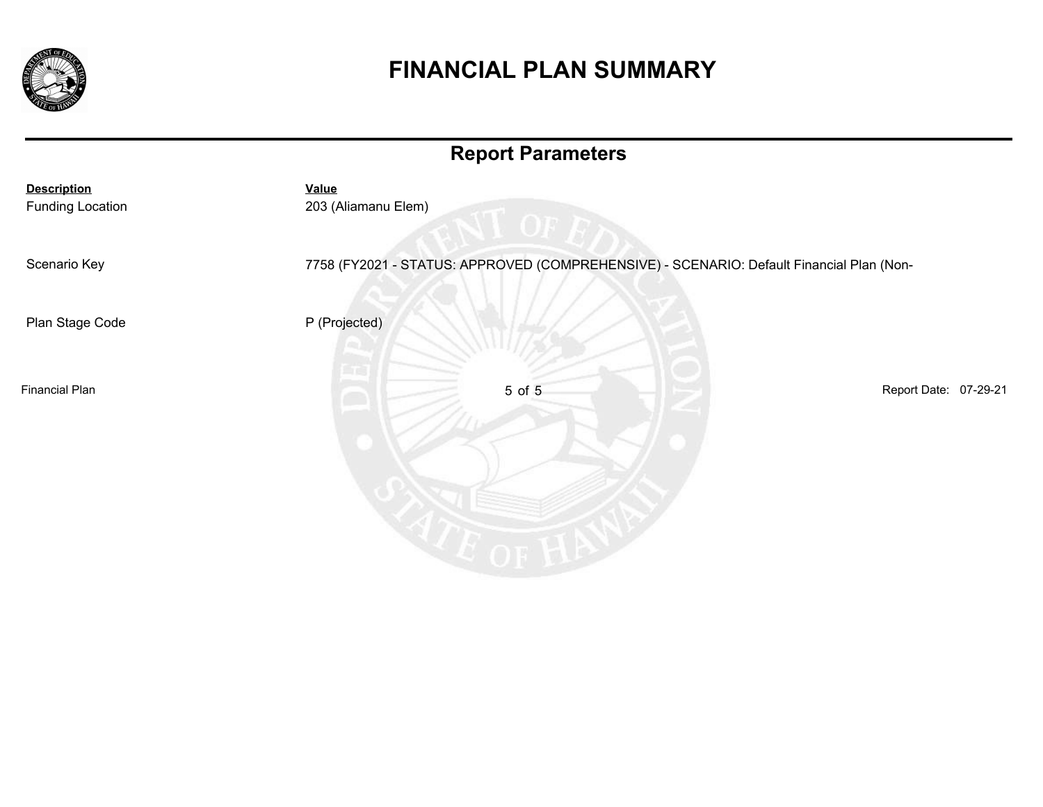# FINANCIAL PLAN SUMMARY

## Report Parameters

| Description | Value |
|---|---|
| Funding Location | 203 (Aliamanu Elem) |
| Scenario Key | 7758 (FY2021 - STATUS: APPROVED (COMPREHENSIVE) - SCENARIO: Default Financial Plan (Non- |
| Plan Stage Code | P (Projected) |

Financial Plan

Report Date: 07-29-21